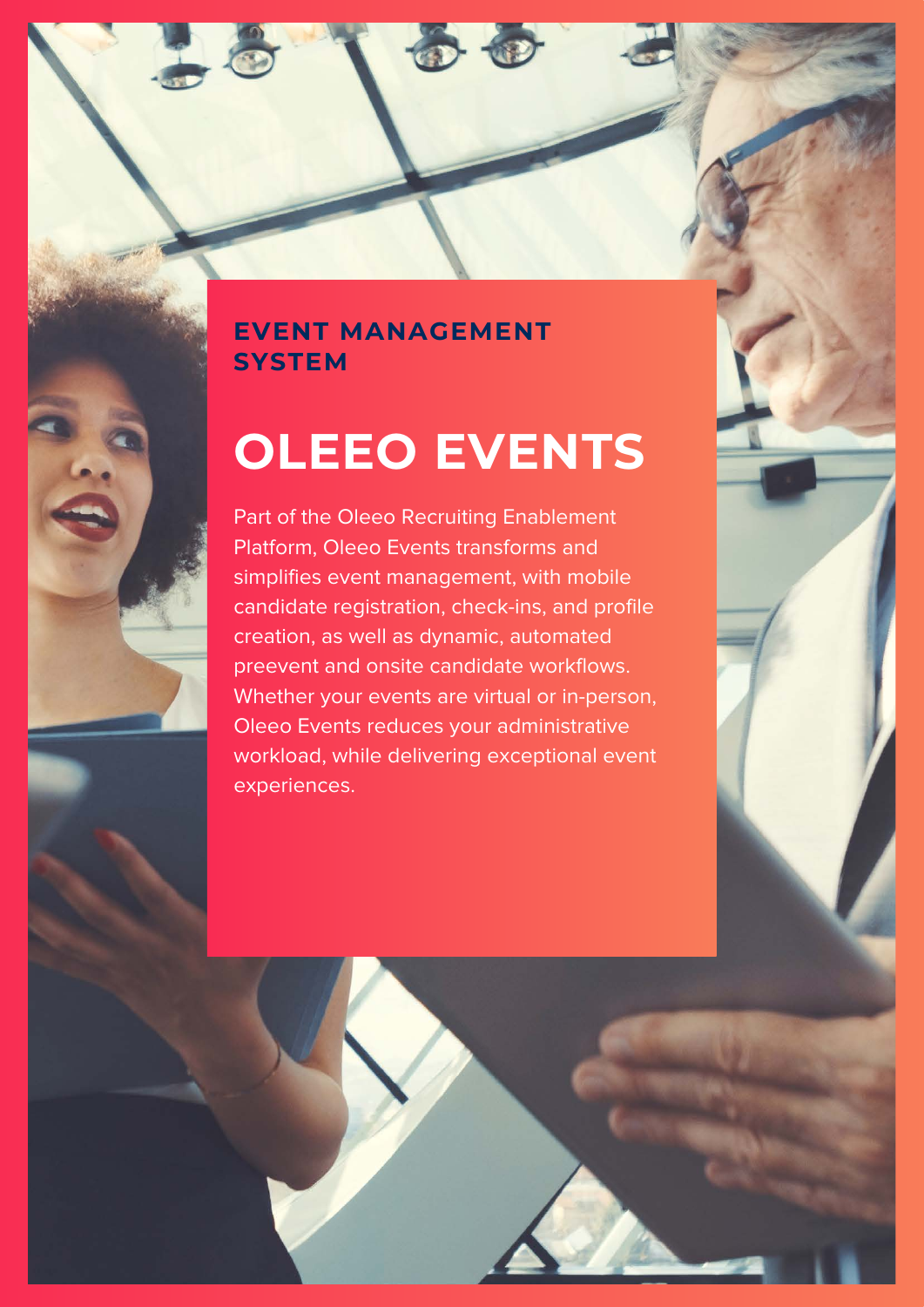### EVENT MANAGEMENT SYSTEM

# OLEEO EVENTS

Part of the Oleeo Recruiting Enablement Platform, Oleeo Events transforms and simplifies event management, with mobile candidate registration, check-ins, and profile creation, as well as dynamic, automated preevent and onsite candidate workflows. Whether your events are virtual or in-person, Oleeo Events reduces your administrative workload, while delivering exceptional event experiences.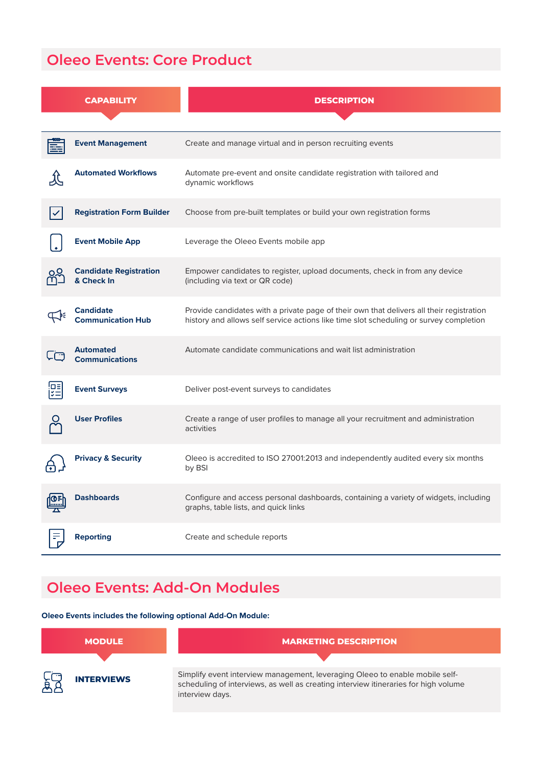## Oleeo Events: Core Product

| CAPABILITY | DESCRIPTION |
|---|---|
| **Event Management** | Create and manage virtual and in person recruiting events |
| **Automated Workflows** | Automate pre-event and onsite candidate registration with tailored and dynamic workflows |
| **Registration Form Builder** | Choose from pre-built templates or build your own registration forms |
| **Event Mobile App** | Leverage the Oleeo Events mobile app |
| **Candidate Registration & Check In** | Empower candidates to register, upload documents, check in from any device (including via text or QR code) |
| **Candidate Communication Hub** | Provide candidates with a private page of their own that delivers all their registration history and allows self service actions like time slot scheduling or survey completion |
| **Automated Communications** | Automate candidate communications and wait list administration |
| **Event Surveys** | Deliver post-event surveys to candidates |
| **User Profiles** | Create a range of user profiles to manage all your recruitment and administration activities |
| **Privacy & Security** | Oleeo is accredited to ISO 27001:2013 and independently audited every six months by BSI |
| **Dashboards** | Configure and access personal dashboards, containing a variety of widgets, including graphs, table lists, and quick links |
| **Reporting** | Create and schedule reports |

## Oleeo Events: Add-On Modules

**Oleeo Events includes the following optional Add-On Module:**

| MODULE | MARKETING DESCRIPTION |
|---|---|
| **INTERVIEWS** | Simplify event interview management, leveraging Oleeo to enable mobile self-scheduling of interviews, as well as creating interview itineraries for high volume interview days. |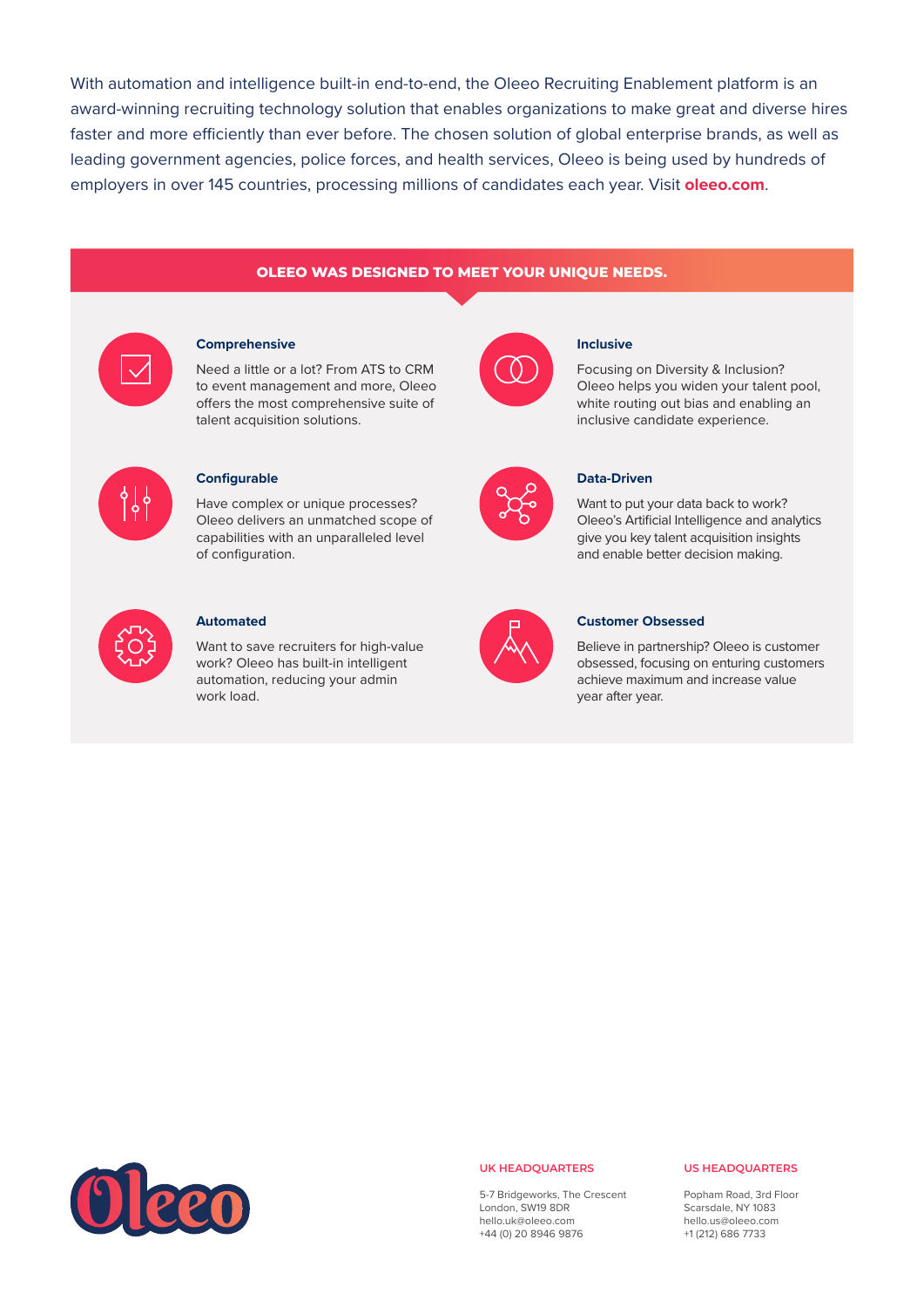With automation and intelligence built-in end-to-end, the Oleeo Recruiting Enablement platform is an award-winning recruiting technology solution that enables organizations to make great and diverse hires faster and more efficiently than ever before. The chosen solution of global enterprise brands, as well as leading government agencies, police forces, and health services, Oleeo is being used by hundreds of employers in over 145 countries, processing millions of candidates each year. Visit **oleeo.com**.

## OLEEO WAS DESIGNED TO MEET YOUR UNIQUE NEEDS.

### Comprehensive

Need a little or a lot? From ATS to CRM to event management and more, Oleeo offers the most comprehensive suite of talent acquisition solutions.

### Inclusive

Focusing on Diversity & Inclusion? Oleeo helps you widen your talent pool, white routing out bias and enabling an inclusive candidate experience.

### Configurable

Have complex or unique processes? Oleeo delivers an unmatched scope of capabilities with an unparalleled level of configuration.

### Data-Driven

Want to put your data back to work? Oleeo's Artificial Intelligence and analytics give you key talent acquisition insights and enable better decision making.

### Automated

Want to save recruiters for high-value work? Oleeo has built-in intelligent automation, reducing your admin work load.

### Customer Obsessed

Believe in partnership? Oleeo is customer obsessed, focusing on enturing customers achieve maximum and increase value year after year.

Oleeo

**UK HEADQUARTERS**

5-7 Bridgeworks, The Crescent
London, SW19 8DR
hello.uk@oleeo.com
+44 (0) 20 8946 9876

**US HEADQUARTERS**

Popham Road, 3rd Floor
Scarsdale, NY 1083
hello.us@oleeo.com
+1 (212) 686 7733